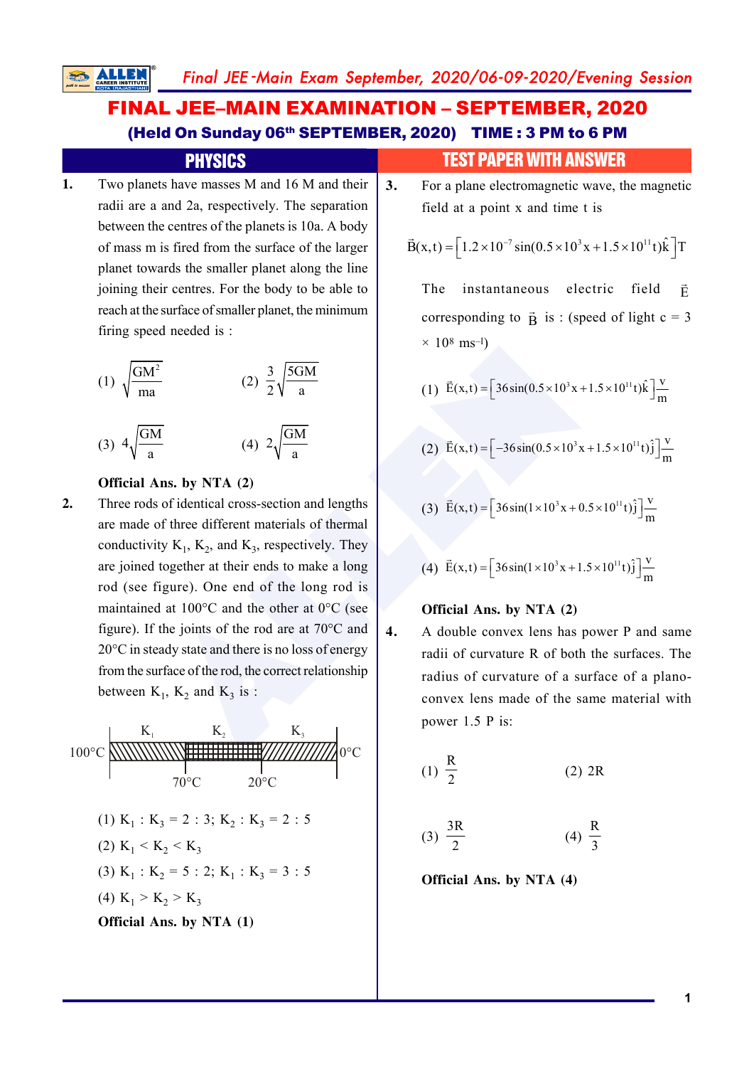# FINAL JEE–MAIN EXAMINATION – SEPTEMBER, 2020

### (Held On Sunday 06th SEPTEMBER, 2020) TIME : 3 PM to 6 PM

## PHYSICS — TEST PAPER WITH ANSWER

**1.** Two planets have masses M and 16 M and their radii are a and 2a, respectively. The separation between the centres of the planets is 10a. A body of mass m is fired from the surface of the larger planet towards the smaller planet along the line joining their centres. For the body to be able to reach at the surface of smaller planet, the minimum firing speed needed is :

(1) $\sqrt{\dfrac{GM^2}{ma}}$ (2) $\dfrac{3}{2}\sqrt{\dfrac{5GM}{a}}$

(3) $4\sqrt{\dfrac{GM}{a}}$ (4) $2\sqrt{\dfrac{GM}{a}}$

**Official Ans. by NTA (2)**

**2.** Three rods of identical cross-section and lengths are made of three different materials of thermal conductivity $K_1$, $K_2$, and $K_3$, respectively. They are joined together at their ends to make a long rod (see figure). One end of the long rod is maintained at 100°C and the other at 0°C (see figure). If the joints of the rod are at 70°C and 20°C in steady state and there is no loss of energy from the surface of the rod, the correct relationship between $K_1$, $K_2$ and $K_3$ is :

100°C | $K_1$ | 70°C | $K_2$ | 20°C | $K_3$ | 0°C

(1) $K_1 : K_3 = 2 : 3$; $K_2 : K_3 = 2 : 5$

(2) $K_1 < K_2 < K_3$

(3) $K_1 : K_2 = 5 : 2$; $K_1 : K_3 = 3 : 5$

(4) $K_1 > K_2 > K_3$

**Official Ans. by NTA (1)**

**3.** For a plane electromagnetic wave, the magnetic field at a point x and time t is

$$\vec{B}(x,t) = \left[1.2\times10^{-7}\sin(0.5\times10^{3}x + 1.5\times10^{11}t)\hat{k}\right]T$$

The instantaneous electric field $\vec{E}$ corresponding to $\vec{B}$ is : (speed of light $c = 3 \times 10^8\ ms^{-1}$)

(1) $\vec{E}(x,t) = \left[36\sin(0.5\times10^{3}x + 1.5\times10^{11}t)\hat{k}\right]\dfrac{V}{m}$

(2) $\vec{E}(x,t) = \left[-36\sin(0.5\times10^{3}x + 1.5\times10^{11}t)\hat{j}\right]\dfrac{V}{m}$

(3) $\vec{E}(x,t) = \left[36\sin(1\times10^{3}x + 0.5\times10^{11}t)\hat{j}\right]\dfrac{V}{m}$

(4) $\vec{E}(x,t) = \left[36\sin(1\times10^{3}x + 1.5\times10^{11}t)\hat{j}\right]\dfrac{V}{m}$

**Official Ans. by NTA (2)**

**4.** A double convex lens has power P and same radii of curvature R of both the surfaces. The radius of curvature of a surface of a plano-convex lens made of the same material with power 1.5 P is:

(1) $\dfrac{R}{2}$ (2) 2R

(3) $\dfrac{3R}{2}$ (4) $\dfrac{R}{3}$

**Official Ans. by NTA (4)**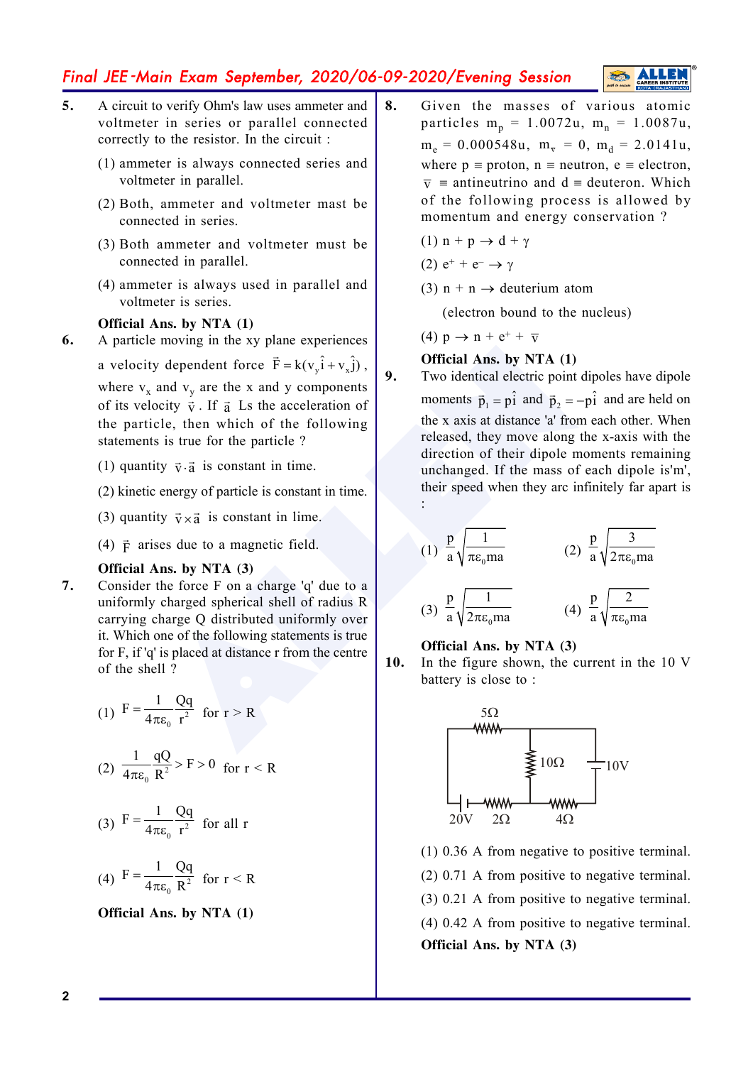**5.** A circuit to verify Ohm's law uses ammeter and voltmeter in series or parallel connected correctly to the resistor. In the circuit :

(1) ammeter is always connected series and voltmeter in parallel.

(2) Both, ammeter and voltmeter mast be connected in series.

(3) Both ammeter and voltmeter must be connected in parallel.

(4) ammeter is always used in parallel and voltmeter is series.

**Official Ans. by NTA (1)**

**6.** A particle moving in the xy plane experiences a velocity dependent force $\vec{F} = k(v_y\hat{i} + v_x\hat{j})$, where $v_x$ and $v_y$ are the x and y components of its velocity $\vec{v}$. If $\vec{a}$ Ls the acceleration of the particle, then which of the following statements is true for the particle ?

(1) quantity $\vec{v}\cdot\vec{a}$ is constant in time.

(2) kinetic energy of particle is constant in time.

(3) quantity $\vec{v}\times\vec{a}$ is constant in lime.

(4) $\vec{F}$ arises due to a magnetic field.

**Official Ans. by NTA (3)**

**7.** Consider the force F on a charge 'q' due to a uniformly charged spherical shell of radius R carrying charge Q distributed uniformly over it. Which one of the following statements is true for F, if 'q' is placed at distance r from the centre of the shell ?

(1) $F = \dfrac{1}{4\pi\varepsilon_0}\dfrac{Qq}{r^2}$ for r > R

(2) $\dfrac{1}{4\pi\varepsilon_0}\dfrac{qQ}{R^2} > F > 0$ for r < R

(3) $F = \dfrac{1}{4\pi\varepsilon_0}\dfrac{Qq}{r^2}$ for all r

(4) $F = \dfrac{1}{4\pi\varepsilon_0}\dfrac{Qq}{R^2}$ for r < R

**Official Ans. by NTA (1)**

**8.** Given the masses of various atomic particles $m_p = 1.0072u$, $m_n = 1.0087u$, $m_e = 0.000548u$, $m_{\bar{v}} = 0$, $m_d = 2.0141u$, where p ≡ proton, n ≡ neutron, e ≡ electron, $\bar{v}$ ≡ antineutrino and d ≡ deuteron. Which of the following process is allowed by momentum and energy conservation ?

(1) $n + p \rightarrow d + \gamma$

(2) $e^+ + e^- \rightarrow \gamma$

(3) $n + n \rightarrow$ deuterium atom

(electron bound to the nucleus)

(4) $p \rightarrow n + e^+ + \bar{v}$

**Official Ans. by NTA (1)**

**9.** Two identical electric point dipoles have dipole moments $\vec{p}_1 = p\hat{i}$ and $\vec{p}_2 = -p\hat{i}$ and are held on the x axis at distance 'a' from each other. When released, they move along the x-axis with the direction of their dipole moments remaining unchanged. If the mass of each dipole is'm', their speed when they arc infinitely far apart is :

(1) $\dfrac{p}{a}\sqrt{\dfrac{1}{\pi\varepsilon_0 ma}}$  (2) $\dfrac{p}{a}\sqrt{\dfrac{3}{2\pi\varepsilon_0 ma}}$

(3) $\dfrac{p}{a}\sqrt{\dfrac{1}{2\pi\varepsilon_0 ma}}$  (4) $\dfrac{p}{a}\sqrt{\dfrac{2}{\pi\varepsilon_0 ma}}$

**Official Ans. by NTA (3)**

**10.** In the figure shown, the current in the 10 V battery is close to :

5Ω, 10Ω, 10V, 20V, 2Ω, 4Ω

(1) 0.36 A from negative to positive terminal.

(2) 0.71 A from positive to negative terminal.

(3) 0.21 A from positive to negative terminal.

(4) 0.42 A from positive to negative terminal.

**Official Ans. by NTA (3)**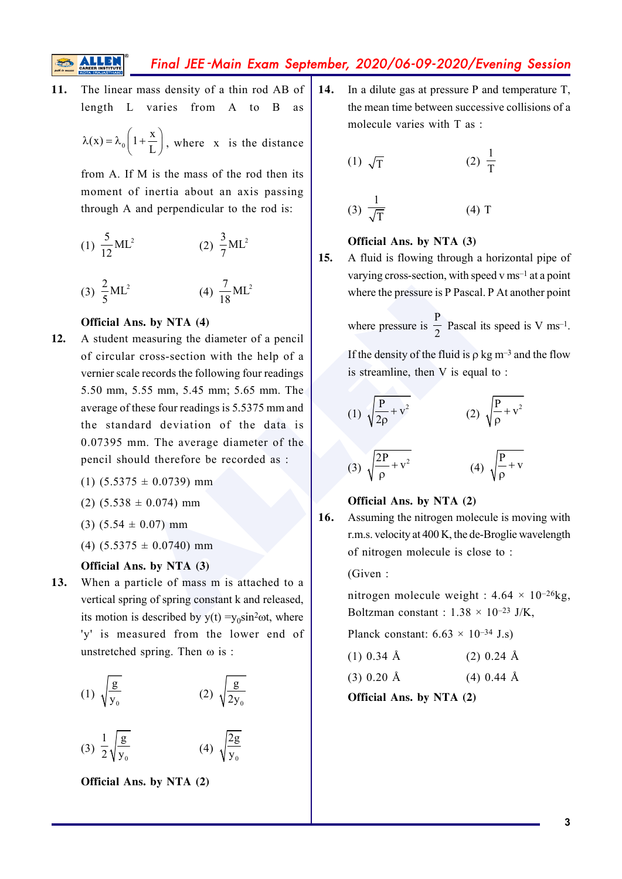**11.** The linear mass density of a thin rod AB of length L varies from A to B as $\lambda(x) = \lambda_0\left(1 + \frac{x}{L}\right)$, where x is the distance from A. If M is the mass of the rod then its moment of inertia about an axis passing through A and perpendicular to the rod is:

(1) $\frac{5}{12}ML^2$ (2) $\frac{3}{7}ML^2$

(3) $\frac{2}{5}ML^2$ (4) $\frac{7}{18}ML^2$

**Official Ans. by NTA (4)**

**12.** A student measuring the diameter of a pencil of circular cross-section with the help of a vernier scale records the following four readings 5.50 mm, 5.55 mm, 5.45 mm; 5.65 mm. The average of these four readings is 5.5375 mm and the standard deviation of the data is 0.07395 mm. The average diameter of the pencil should therefore be recorded as :

(1) (5.5375 ± 0.0739) mm

(2) (5.538 ± 0.074) mm

(3) (5.54 ± 0.07) mm

(4) (5.5375 ± 0.0740) mm

**Official Ans. by NTA (3)**

**13.** When a particle of mass m is attached to a vertical spring of spring constant k and released, its motion is described by $y(t) = y_0 \sin^2 \omega t$, where 'y' is measured from the lower end of unstretched spring. Then ω is :

(1) $\sqrt{\frac{g}{y_0}}$ (2) $\sqrt{\frac{g}{2y_0}}$

(3) $\frac{1}{2}\sqrt{\frac{g}{y_0}}$ (4) $\sqrt{\frac{2g}{y_0}}$

**Official Ans. by NTA (2)**

**14.** In a dilute gas at pressure P and temperature T, the mean time between successive collisions of a molecule varies with T as :

(1) $\sqrt{T}$ (2) $\frac{1}{T}$

(3) $\frac{1}{\sqrt{T}}$ (4) T

**Official Ans. by NTA (3)**

**15.** A fluid is flowing through a horizontal pipe of varying cross-section, with speed v $ms^{-1}$ at a point where the pressure is P Pascal. P At another point where pressure is $\frac{P}{2}$ Pascal its speed is V $ms^{-1}$. If the density of the fluid is ρ kg $m^{-3}$ and the flow is streamline, then V is equal to :

(1) $\sqrt{\frac{P}{2\rho} + v^2}$ (2) $\sqrt{\frac{P}{\rho} + v^2}$

(3) $\sqrt{\frac{2P}{\rho} + v^2}$ (4) $\sqrt{\frac{P}{\rho} + v}$

**Official Ans. by NTA (2)**

**16.** Assuming the nitrogen molecule is moving with r.m.s. velocity at 400 K, the de-Broglie wavelength of nitrogen molecule is close to :

(Given :

nitrogen molecule weight : $4.64 \times 10^{-26}$kg, Boltzman constant : $1.38 \times 10^{-23}$ J/K,

Planck constant: $6.63 \times 10^{-34}$ J.s)

(1) 0.34 Å (2) 0.24 Å

(3) 0.20 Å (4) 0.44 Å

**Official Ans. by NTA (2)**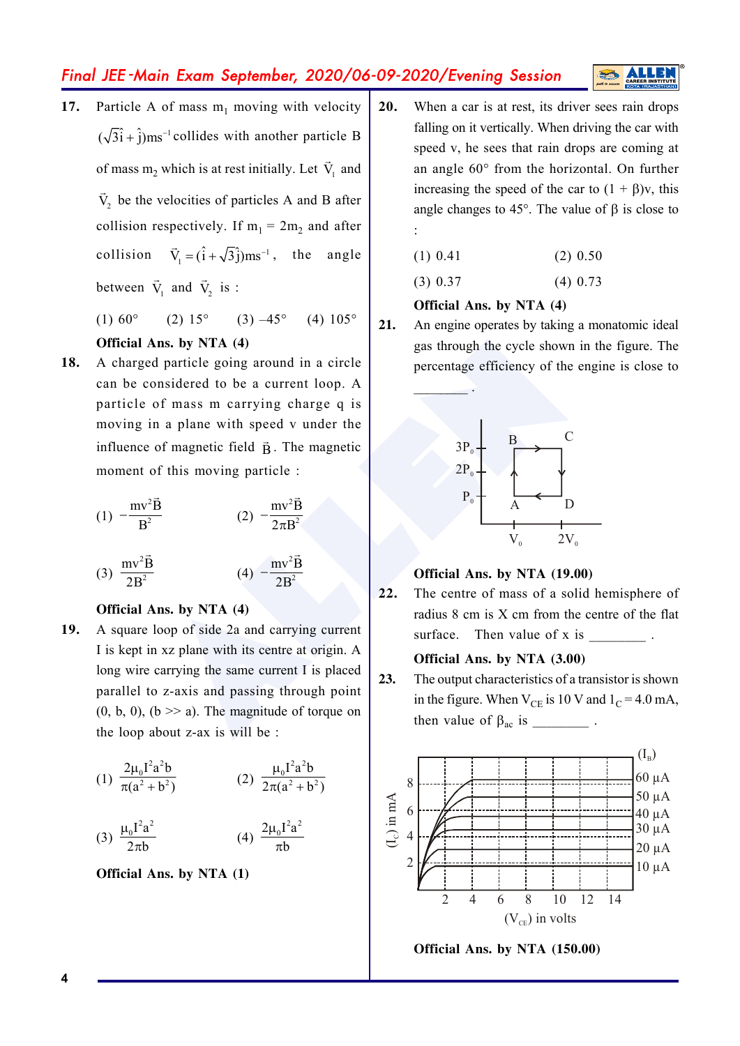**17.** Particle A of mass $m_1$ moving with velocity $(\sqrt{3}\hat{i}+\hat{j})ms^{-1}$ collides with another particle B of mass $m_2$ which is at rest initially. Let $\vec{V}_1$ and $\vec{V}_2$ be the velocities of particles A and B after collision respectively. If $m_1 = 2m_2$ and after collision $\vec{V}_1 = (\hat{i}+\sqrt{3}\hat{j})ms^{-1}$, the angle between $\vec{V}_1$ and $\vec{V}_2$ is :

(1) 60° (2) 15° (3) –45° (4) 105°

**Official Ans. by NTA (4)**

**18.** A charged particle going around in a circle can be considered to be a current loop. A particle of mass m carrying charge q is moving in a plane with speed v under the influence of magnetic field $\vec{B}$. The magnetic moment of this moving particle :

(1) $-\dfrac{mv^2\vec{B}}{B^2}$ (2) $-\dfrac{mv^2\vec{B}}{2\pi B^2}$

(3) $\dfrac{mv^2\vec{B}}{2B^2}$ (4) $-\dfrac{mv^2\vec{B}}{2B^2}$

**Official Ans. by NTA (4)**

**19.** A square loop of side 2a and carrying current I is kept in xz plane with its centre at origin. A long wire carrying the same current I is placed parallel to z-axis and passing through point (0, b, 0), (b >> a). The magnitude of torque on the loop about z-ax is will be :

(1) $\dfrac{2\mu_0 I^2 a^2 b}{\pi(a^2+b^2)}$ (2) $\dfrac{\mu_0 I^2 a^2 b}{2\pi(a^2+b^2)}$

(3) $\dfrac{\mu_0 I^2 a^2}{2\pi b}$ (4) $\dfrac{2\mu_0 I^2 a^2}{\pi b}$

**Official Ans. by NTA (1)**

**20.** When a car is at rest, its driver sees rain drops falling on it vertically. When driving the car with speed v, he sees that rain drops are coming at an angle 60° from the horizontal. On further increasing the speed of the car to $(1 + \beta)v$, this angle changes to 45°. The value of $\beta$ is close to :

(1) 0.41 (2) 0.50

(3) 0.37 (4) 0.73

**Official Ans. by NTA (4)**

**21.** An engine operates by taking a monatomic ideal gas through the cycle shown in the figure. The percentage efficiency of the engine is close to ________ .

[Figure: P–V diagram with rectangular cycle A → B → C → D → A; A at ($V_0$, $P_0$), B at ($V_0$, $3P_0$), C at ($2V_0$, $3P_0$), D at ($2V_0$, $P_0$); axis marks $P_0$, $2P_0$, $3P_0$ and $V_0$, $2V_0$]

**Official Ans. by NTA (19.00)**

**22.** The centre of mass of a solid hemisphere of radius 8 cm is X cm from the centre of the flat surface. Then value of x is ________ .

**Official Ans. by NTA (3.00)**

**23.** The output characteristics of a transistor is shown in the figure. When $V_{CE}$ is 10 V and $I_C = 4.0$ mA, then value of $\beta_{ac}$ is ________ .

[Figure: Output characteristics, $(I_C)$ in mA (2, 4, 6, 8) vs $(V_{CE})$ in volts (2 to 14), curves for $(I_B)$ = 10 μA, 20 μA, 30 μA, 40 μA, 50 μA, 60 μA]

**Official Ans. by NTA (150.00)**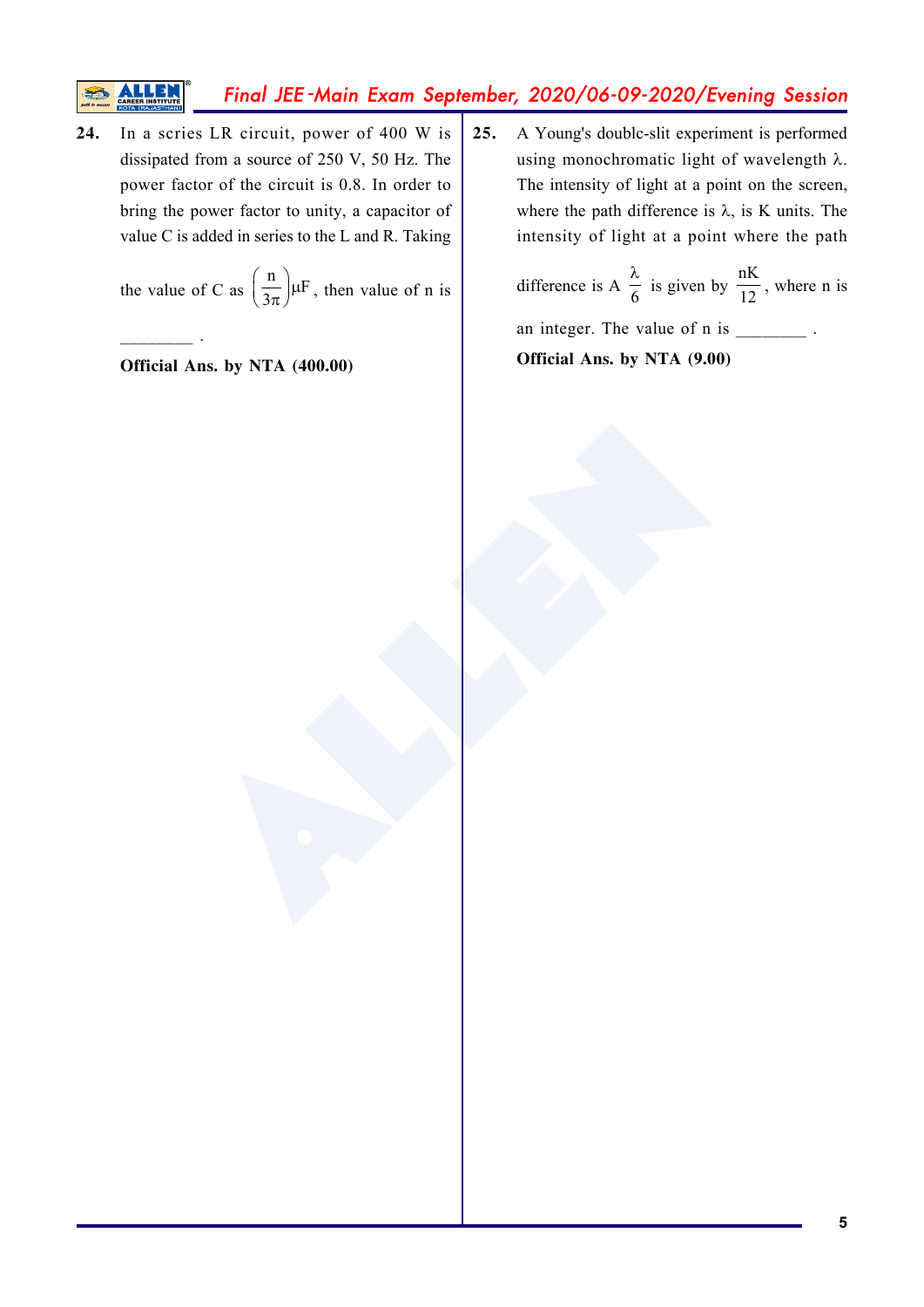**24.** In a scries LR circuit, power of 400 W is dissipated from a source of 250 V, 50 Hz. The power factor of the circuit is 0.8. In order to bring the power factor to unity, a capacitor of value C is added in series to the L and R. Taking the value of C as $\left(\frac{n}{3\pi}\right)\mu F$, then value of n is ________ .

**Official Ans. by NTA (400.00)**

**25.** A Young's doublc-slit experiment is performed using monochromatic light of wavelength $\lambda$. The intensity of light at a point on the screen, where the path difference is $\lambda$, is K units. The intensity of light at a point where the path difference is A $\frac{\lambda}{6}$ is given by $\frac{nK}{12}$, where n is an integer. The value of n is ________ .

**Official Ans. by NTA (9.00)**